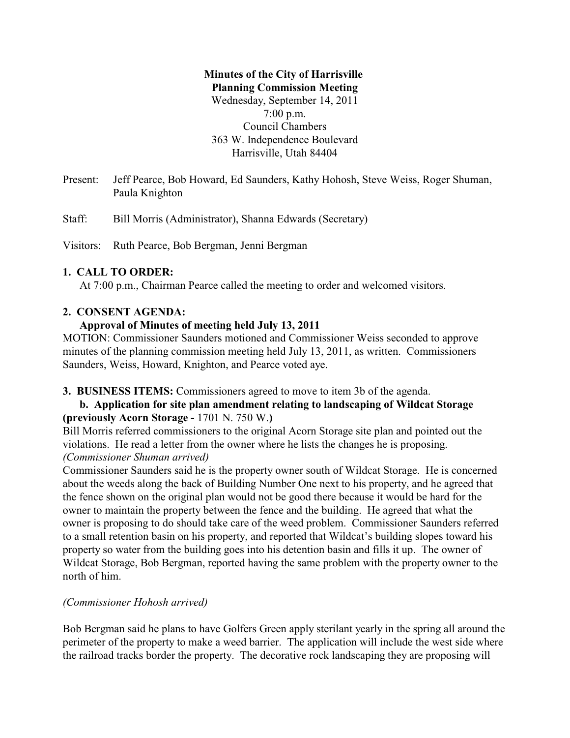**Minutes of the City of Harrisville**
**Planning Commission Meeting**
Wednesday, September 14, 2011
7:00 p.m.
Council Chambers
363 W. Independence Boulevard
Harrisville, Utah 84404

Present: Jeff Pearce, Bob Howard, Ed Saunders, Kathy Hohosh, Steve Weiss, Roger Shuman, Paula Knighton

Staff: Bill Morris (Administrator), Shanna Edwards (Secretary)

Visitors: Ruth Pearce, Bob Bergman, Jenni Bergman

## 1. CALL TO ORDER:

At 7:00 p.m., Chairman Pearce called the meeting to order and welcomed visitors.

## 2. CONSENT AGENDA:

**Approval of Minutes of meeting held July 13, 2011**

MOTION: Commissioner Saunders motioned and Commissioner Weiss seconded to approve minutes of the planning commission meeting held July 13, 2011, as written. Commissioners Saunders, Weiss, Howard, Knighton, and Pearce voted aye.

## 3. BUSINESS ITEMS:

Commissioners agreed to move to item 3b of the agenda.

**b. Application for site plan amendment relating to landscaping of Wildcat Storage (previously Acorn Storage -** 1701 N. 750 W.**)**

Bill Morris referred commissioners to the original Acorn Storage site plan and pointed out the violations. He read a letter from the owner where he lists the changes he is proposing.
*(Commissioner Shuman arrived)*
Commissioner Saunders said he is the property owner south of Wildcat Storage. He is concerned about the weeds along the back of Building Number One next to his property, and he agreed that the fence shown on the original plan would not be good there because it would be hard for the owner to maintain the property between the fence and the building. He agreed that what the owner is proposing to do should take care of the weed problem. Commissioner Saunders referred to a small retention basin on his property, and reported that Wildcat's building slopes toward his property so water from the building goes into his detention basin and fills it up. The owner of Wildcat Storage, Bob Bergman, reported having the same problem with the property owner to the north of him.

*(Commissioner Hohosh arrived)*

Bob Bergman said he plans to have Golfers Green apply sterilant yearly in the spring all around the perimeter of the property to make a weed barrier. The application will include the west side where the railroad tracks border the property. The decorative rock landscaping they are proposing will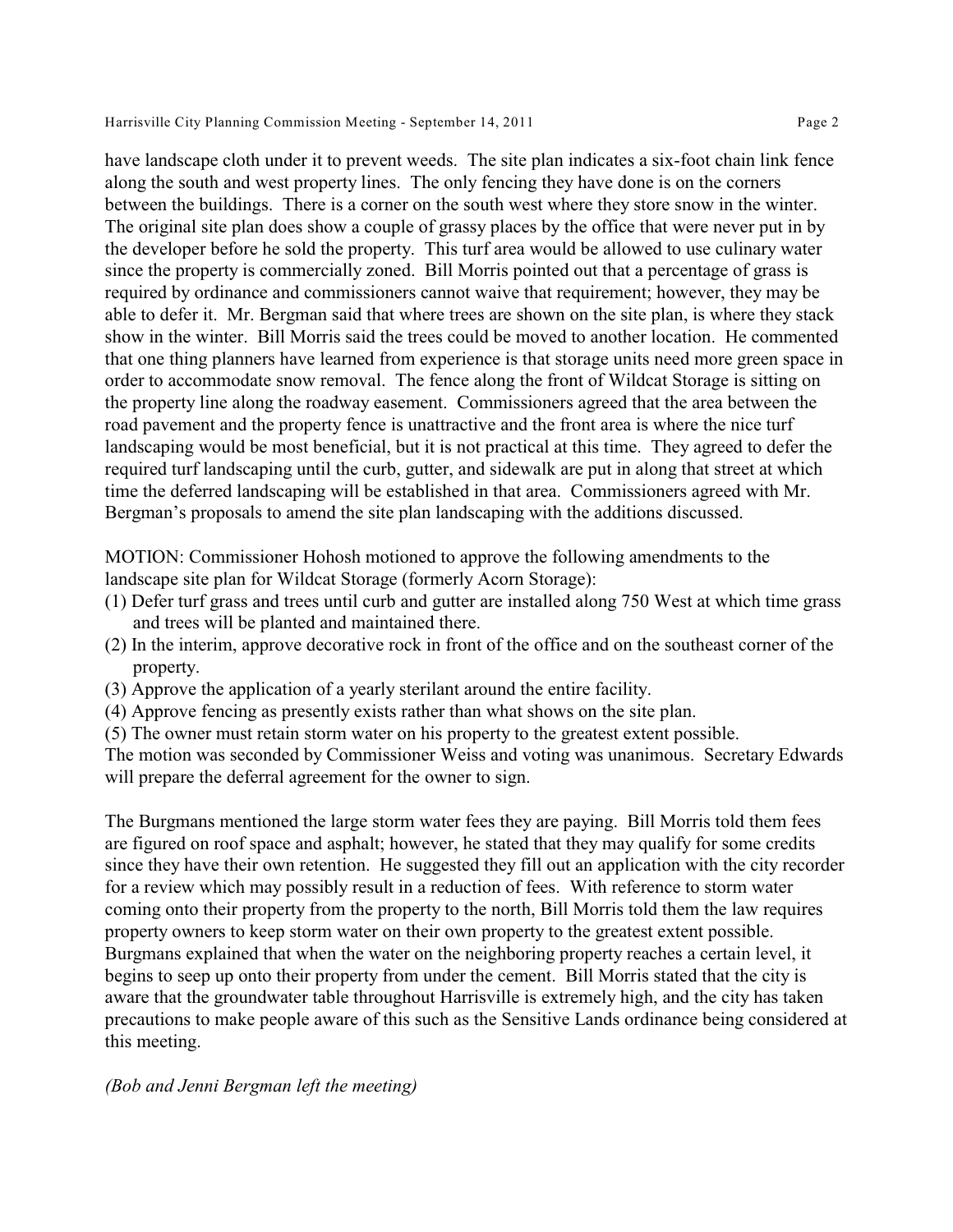have landscape cloth under it to prevent weeds. The site plan indicates a six-foot chain link fence along the south and west property lines. The only fencing they have done is on the corners between the buildings. There is a corner on the south west where they store snow in the winter. The original site plan does show a couple of grassy places by the office that were never put in by the developer before he sold the property. This turf area would be allowed to use culinary water since the property is commercially zoned. Bill Morris pointed out that a percentage of grass is required by ordinance and commissioners cannot waive that requirement; however, they may be able to defer it. Mr. Bergman said that where trees are shown on the site plan, is where they stack show in the winter. Bill Morris said the trees could be moved to another location. He commented that one thing planners have learned from experience is that storage units need more green space in order to accommodate snow removal. The fence along the front of Wildcat Storage is sitting on the property line along the roadway easement. Commissioners agreed that the area between the road pavement and the property fence is unattractive and the front area is where the nice turf landscaping would be most beneficial, but it is not practical at this time. They agreed to defer the required turf landscaping until the curb, gutter, and sidewalk are put in along that street at which time the deferred landscaping will be established in that area. Commissioners agreed with Mr. Bergman's proposals to amend the site plan landscaping with the additions discussed.

MOTION: Commissioner Hohosh motioned to approve the following amendments to the landscape site plan for Wildcat Storage (formerly Acorn Storage):

(1) Defer turf grass and trees until curb and gutter are installed along 750 West at which time grass and trees will be planted and maintained there.
(2) In the interim, approve decorative rock in front of the office and on the southeast corner of the property.
(3) Approve the application of a yearly sterilant around the entire facility.
(4) Approve fencing as presently exists rather than what shows on the site plan.
(5) The owner must retain storm water on his property to the greatest extent possible.

The motion was seconded by Commissioner Weiss and voting was unanimous. Secretary Edwards will prepare the deferral agreement for the owner to sign.

The Burgmans mentioned the large storm water fees they are paying. Bill Morris told them fees are figured on roof space and asphalt; however, he stated that they may qualify for some credits since they have their own retention. He suggested they fill out an application with the city recorder for a review which may possibly result in a reduction of fees. With reference to storm water coming onto their property from the property to the north, Bill Morris told them the law requires property owners to keep storm water on their own property to the greatest extent possible. Burgmans explained that when the water on the neighboring property reaches a certain level, it begins to seep up onto their property from under the cement. Bill Morris stated that the city is aware that the groundwater table throughout Harrisville is extremely high, and the city has taken precautions to make people aware of this such as the Sensitive Lands ordinance being considered at this meeting.

*(Bob and Jenni Bergman left the meeting)*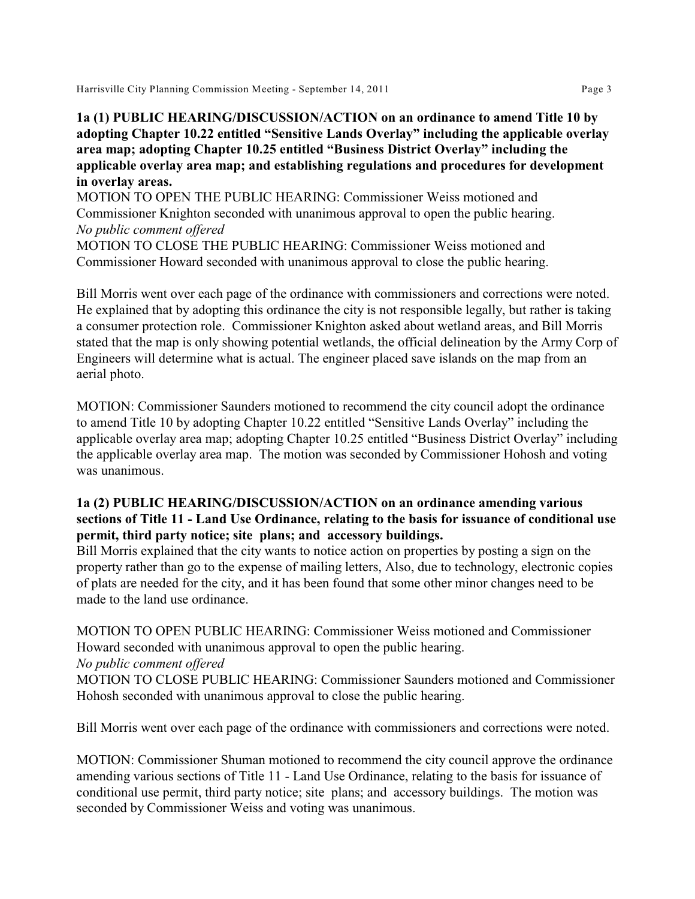**1a (1) PUBLIC HEARING/DISCUSSION/ACTION on an ordinance to amend Title 10 by adopting Chapter 10.22 entitled "Sensitive Lands Overlay" including the applicable overlay area map; adopting Chapter 10.25 entitled "Business District Overlay" including the applicable overlay area map; and establishing regulations and procedures for development in overlay areas.**

MOTION TO OPEN THE PUBLIC HEARING: Commissioner Weiss motioned and Commissioner Knighton seconded with unanimous approval to open the public hearing.

*No public comment offered*

MOTION TO CLOSE THE PUBLIC HEARING: Commissioner Weiss motioned and Commissioner Howard seconded with unanimous approval to close the public hearing.

Bill Morris went over each page of the ordinance with commissioners and corrections were noted. He explained that by adopting this ordinance the city is not responsible legally, but rather is taking a consumer protection role. Commissioner Knighton asked about wetland areas, and Bill Morris stated that the map is only showing potential wetlands, the official delineation by the Army Corp of Engineers will determine what is actual. The engineer placed save islands on the map from an aerial photo.

MOTION: Commissioner Saunders motioned to recommend the city council adopt the ordinance to amend Title 10 by adopting Chapter 10.22 entitled "Sensitive Lands Overlay" including the applicable overlay area map; adopting Chapter 10.25 entitled "Business District Overlay" including the applicable overlay area map. The motion was seconded by Commissioner Hohosh and voting was unanimous.

**1a (2) PUBLIC HEARING/DISCUSSION/ACTION on an ordinance amending various sections of Title 11 - Land Use Ordinance, relating to the basis for issuance of conditional use permit, third party notice; site plans; and accessory buildings.**

Bill Morris explained that the city wants to notice action on properties by posting a sign on the property rather than go to the expense of mailing letters, Also, due to technology, electronic copies of plats are needed for the city, and it has been found that some other minor changes need to be made to the land use ordinance.

MOTION TO OPEN PUBLIC HEARING: Commissioner Weiss motioned and Commissioner Howard seconded with unanimous approval to open the public hearing.

*No public comment offered*

MOTION TO CLOSE PUBLIC HEARING: Commissioner Saunders motioned and Commissioner Hohosh seconded with unanimous approval to close the public hearing.

Bill Morris went over each page of the ordinance with commissioners and corrections were noted.

MOTION: Commissioner Shuman motioned to recommend the city council approve the ordinance amending various sections of Title 11 - Land Use Ordinance, relating to the basis for issuance of conditional use permit, third party notice; site plans; and accessory buildings. The motion was seconded by Commissioner Weiss and voting was unanimous.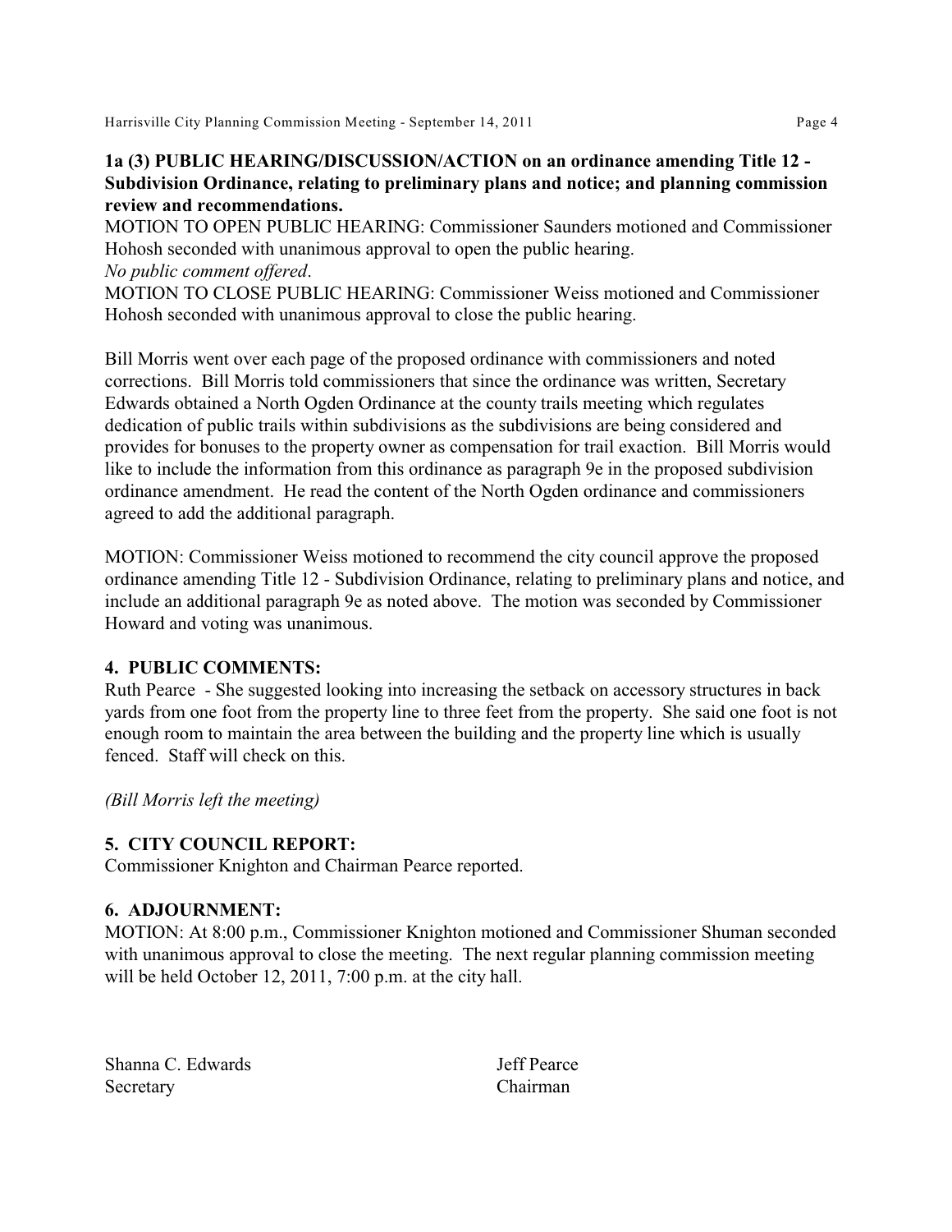**1a (3) PUBLIC HEARING/DISCUSSION/ACTION on an ordinance amending Title 12 - Subdivision Ordinance, relating to preliminary plans and notice; and planning commission review and recommendations.**

MOTION TO OPEN PUBLIC HEARING: Commissioner Saunders motioned and Commissioner Hohosh seconded with unanimous approval to open the public hearing.

*No public comment offered*.

MOTION TO CLOSE PUBLIC HEARING: Commissioner Weiss motioned and Commissioner Hohosh seconded with unanimous approval to close the public hearing.

Bill Morris went over each page of the proposed ordinance with commissioners and noted corrections. Bill Morris told commissioners that since the ordinance was written, Secretary Edwards obtained a North Ogden Ordinance at the county trails meeting which regulates dedication of public trails within subdivisions as the subdivisions are being considered and provides for bonuses to the property owner as compensation for trail exaction. Bill Morris would like to include the information from this ordinance as paragraph 9e in the proposed subdivision ordinance amendment. He read the content of the North Ogden ordinance and commissioners agreed to add the additional paragraph.

MOTION: Commissioner Weiss motioned to recommend the city council approve the proposed ordinance amending Title 12 - Subdivision Ordinance, relating to preliminary plans and notice, and include an additional paragraph 9e as noted above. The motion was seconded by Commissioner Howard and voting was unanimous.

**4. PUBLIC COMMENTS:**

Ruth Pearce - She suggested looking into increasing the setback on accessory structures in back yards from one foot from the property line to three feet from the property. She said one foot is not enough room to maintain the area between the building and the property line which is usually fenced. Staff will check on this.

*(Bill Morris left the meeting)*

**5. CITY COUNCIL REPORT:**

Commissioner Knighton and Chairman Pearce reported.

**6. ADJOURNMENT:**

MOTION: At 8:00 p.m., Commissioner Knighton motioned and Commissioner Shuman seconded with unanimous approval to close the meeting. The next regular planning commission meeting will be held October 12, 2011, 7:00 p.m. at the city hall.

Shanna C. Edwards
Secretary

Jeff Pearce
Chairman